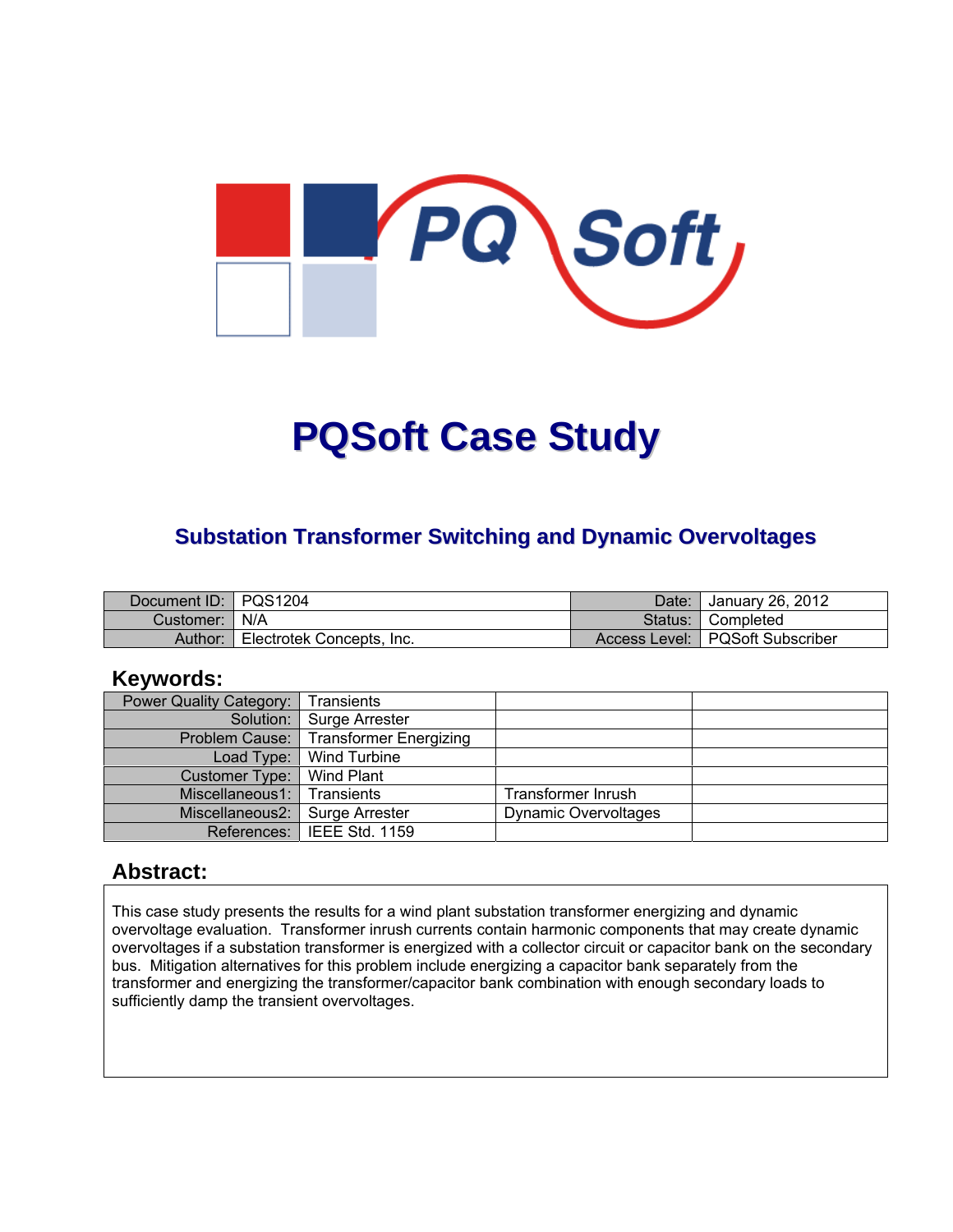# PQSoft Case Study

## Substation Transformer Switching and Dynamic Overvoltages

| Document ID: | PQS1204 | Date: | January 26, 2012 |
|---|---|---|---|
| Customer: | N/A | Status: | Completed |
| Author: | Electrotek Concepts, Inc. | Access Level: | PQSoft Subscriber |

## Keywords:

| Power Quality Category: | Transients | | |
|---|---|---|---|
| Solution: | Surge Arrester | | |
| Problem Cause: | Transformer Energizing | | |
| Load Type: | Wind Turbine | | |
| Customer Type: | Wind Plant | | |
| Miscellaneous1: | Transients | Transformer Inrush | |
| Miscellaneous2: | Surge Arrester | Dynamic Overvoltages | |
| References: | IEEE Std. 1159 | | |

## Abstract:

This case study presents the results for a wind plant substation transformer energizing and dynamic overvoltage evaluation. Transformer inrush currents contain harmonic components that may create dynamic overvoltages if a substation transformer is energized with a collector circuit or capacitor bank on the secondary bus. Mitigation alternatives for this problem include energizing a capacitor bank separately from the transformer and energizing the transformer/capacitor bank combination with enough secondary loads to sufficiently damp the transient overvoltages.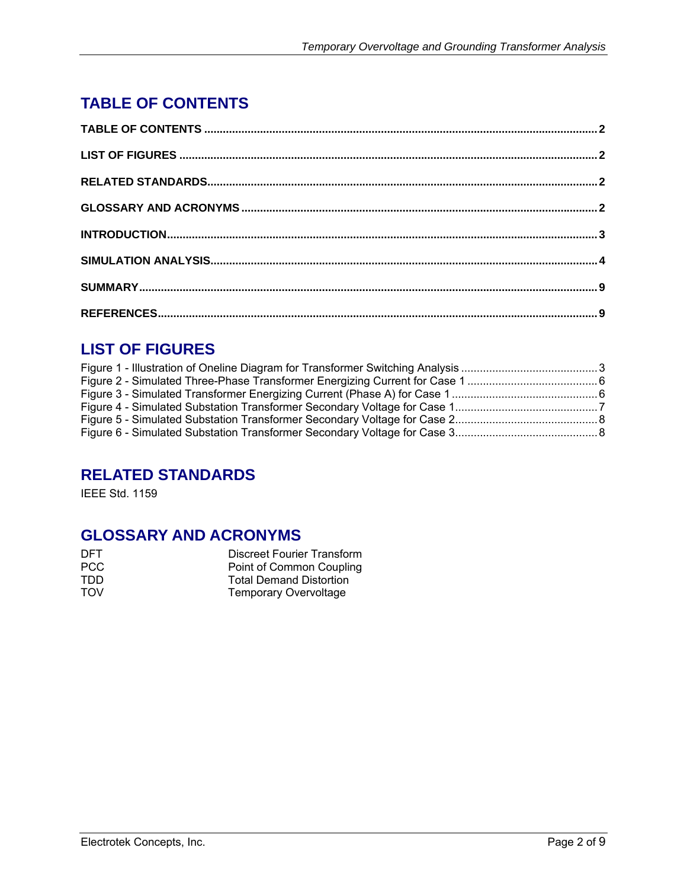# TABLE OF CONTENTS

**TABLE OF CONTENTS** .......... **2**

**LIST OF FIGURES** .......... **2**

**RELATED STANDARDS** .......... **2**

**GLOSSARY AND ACRONYMS** .......... **2**

**INTRODUCTION** .......... **3**

**SIMULATION ANALYSIS** .......... **4**

**SUMMARY** .......... **9**

**REFERENCES** .......... **9**

# LIST OF FIGURES

Figure 1 - Illustration of Oneline Diagram for Transformer Switching Analysis .......... 3
Figure 2 - Simulated Three-Phase Transformer Energizing Current for Case 1 .......... 6
Figure 3 - Simulated Transformer Energizing Current (Phase A) for Case 1 .......... 6
Figure 4 - Simulated Substation Transformer Secondary Voltage for Case 1 .......... 7
Figure 5 - Simulated Substation Transformer Secondary Voltage for Case 2 .......... 8
Figure 6 - Simulated Substation Transformer Secondary Voltage for Case 3 .......... 8

# RELATED STANDARDS

IEEE Std. 1159

# GLOSSARY AND ACRONYMS

| | |
|---|---|
| DFT | Discreet Fourier Transform |
| PCC | Point of Common Coupling |
| TDD | Total Demand Distortion |
| TOV | Temporary Overvoltage |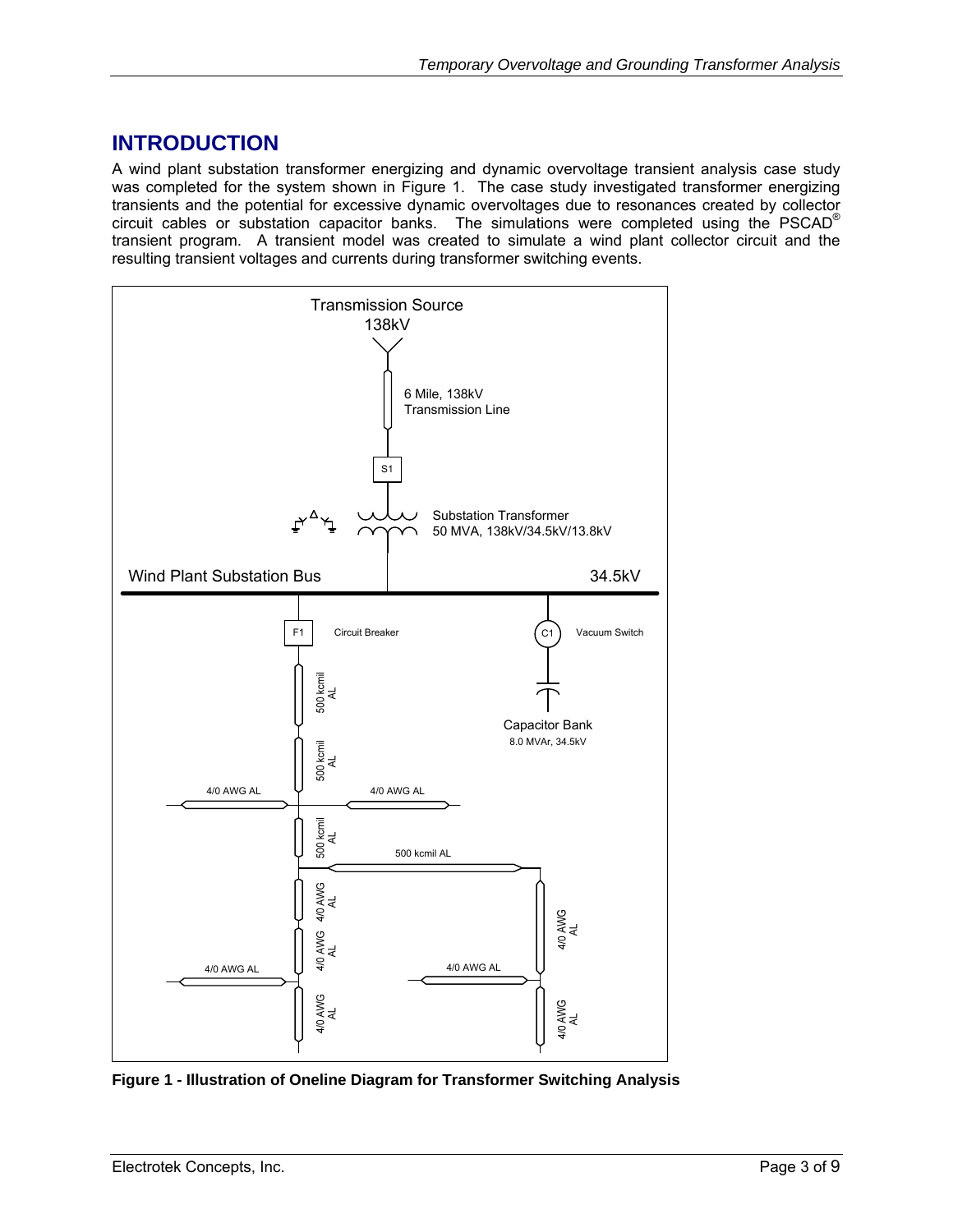# INTRODUCTION

A wind plant substation transformer energizing and dynamic overvoltage transient analysis case study was completed for the system shown in Figure 1. The case study investigated transformer energizing transients and the potential for excessive dynamic overvoltages due to resonances created by collector circuit cables or substation capacitor banks. The simulations were completed using the PSCAD® transient program. A transient model was created to simulate a wind plant collector circuit and the resulting transient voltages and currents during transformer switching events.

**Figure 1 - Illustration of Oneline Diagram for Transformer Switching Analysis**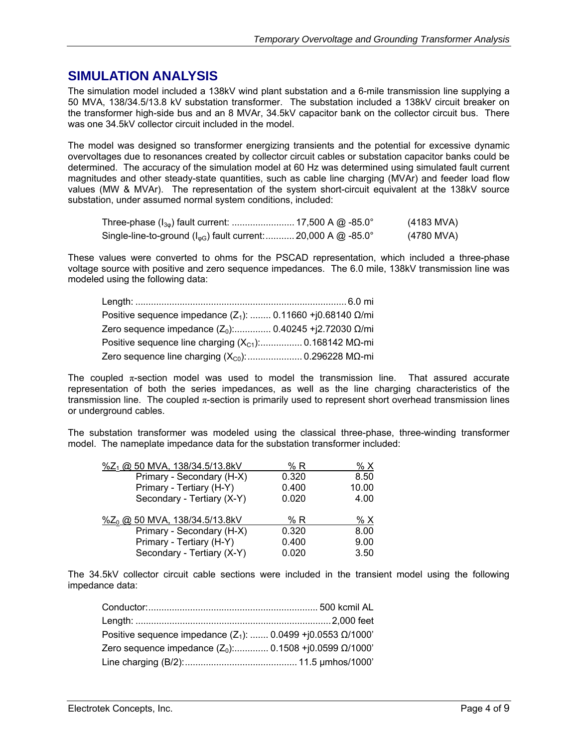## SIMULATION ANALYSIS

The simulation model included a 138kV wind plant substation and a 6-mile transmission line supplying a 50 MVA, 138/34.5/13.8 kV substation transformer. The substation included a 138kV circuit breaker on the transformer high-side bus and an 8 MVAr, 34.5kV capacitor bank on the collector circuit bus. There was one 34.5kV collector circuit included in the model.

The model was designed so transformer energizing transients and the potential for excessive dynamic overvoltages due to resonances created by collector circuit cables or substation capacitor banks could be determined. The accuracy of the simulation model at 60 Hz was determined using simulated fault current magnitudes and other steady-state quantities, such as cable line charging (MVAr) and feeder load flow values (MW & MVAr). The representation of the system short-circuit equivalent at the 138kV source substation, under assumed normal system conditions, included:

Three-phase ($I_{3\varphi}$) fault current: ........................ 17,500 A @ -85.0° (4183 MVA)
Single-line-to-ground ($I_{\varphi G}$) fault current: ........... 20,000 A @ -85.0° (4780 MVA)

These values were converted to ohms for the PSCAD representation, which included a three-phase voltage source with positive and zero sequence impedances. The 6.0 mile, 138kV transmission line was modeled using the following data:

Length: ................................................................................ 6.0 mi
Positive sequence impedance ($Z_1$): ........ 0.11660 +j0.68140 Ω/mi
Zero sequence impedance ($Z_0$):.............. 0.40245 +j2.72030 Ω/mi
Positive sequence line charging ($X_{C1}$):................ 0.168142 MΩ-mi
Zero sequence line charging ($X_{C0}$):..................... 0.296228 MΩ-mi

The coupled π-section model was used to model the transmission line. That assured accurate representation of both the series impedances, as well as the line charging characteristics of the transmission line. The coupled π-section is primarily used to represent short overhead transmission lines or underground cables.

The substation transformer was modeled using the classical three-phase, three-winding transformer model. The nameplate impedance data for the substation transformer included:

| $\%Z_1$ @ 50 MVA, 138/34.5/13.8kV | % R | % X |
|---|---|---|
| Primary - Secondary (H-X) | 0.320 | 8.50 |
| Primary - Tertiary (H-Y) | 0.400 | 10.00 |
| Secondary - Tertiary (X-Y) | 0.020 | 4.00 |

| $\%Z_0$ @ 50 MVA, 138/34.5/13.8kV | % R | % X |
|---|---|---|
| Primary - Secondary (H-X) | 0.320 | 8.00 |
| Primary - Tertiary (H-Y) | 0.400 | 9.00 |
| Secondary - Tertiary (X-Y) | 0.020 | 3.50 |

The 34.5kV collector circuit cable sections were included in the transient model using the following impedance data:

Conductor:................................................................ 500 kcmil AL
Length: ..........................................................................2,000 feet
Positive sequence impedance ($Z_1$): ....... 0.0499 +j0.0553 Ω/1000'
Zero sequence impedance ($Z_0$):............. 0.1508 +j0.0599 Ω/1000'
Line charging (B/2):.......................................... 11.5 µmhos/1000'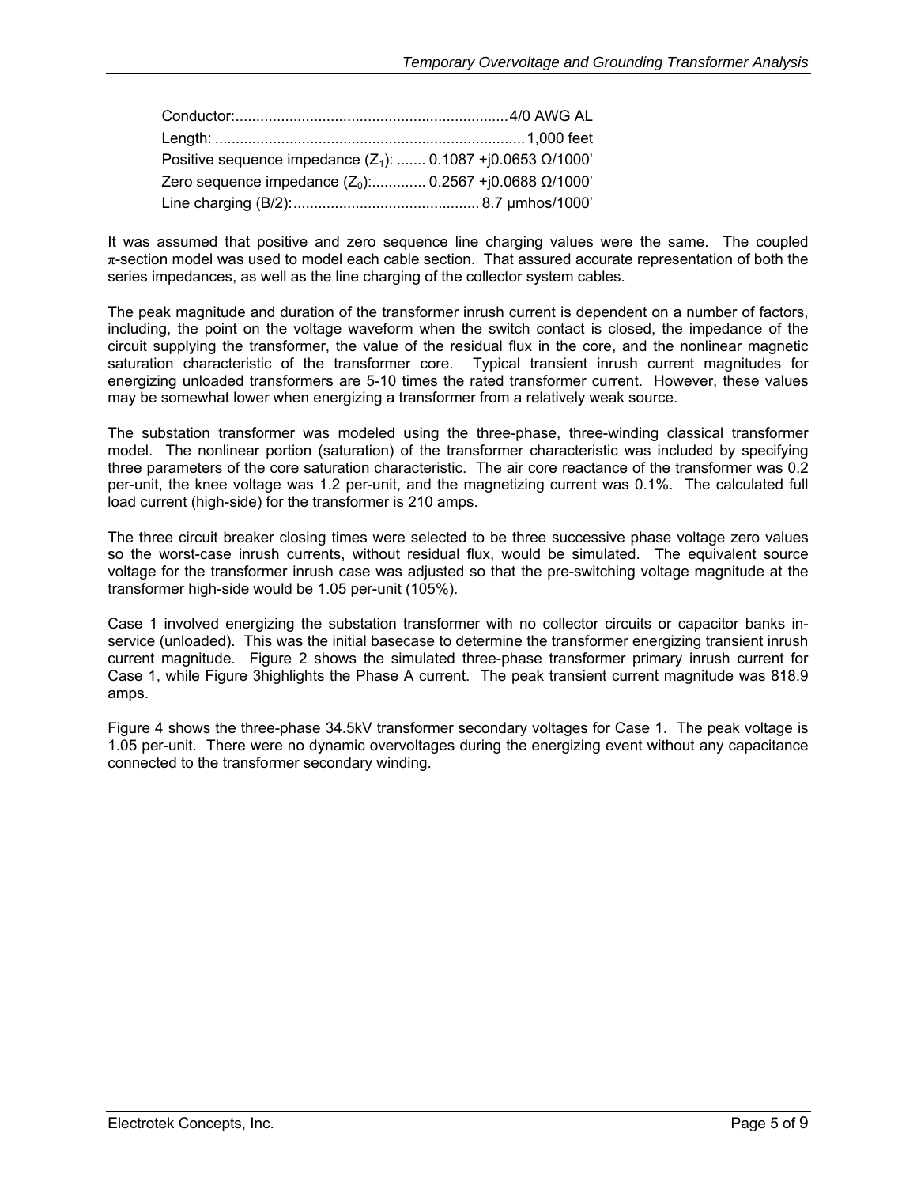Conductor:.................................................................4/0 AWG AL
Length: .........................................................................1,000 feet
Positive sequence impedance ($Z_1$): ....... 0.1087 +j0.0653 Ω/1000'
Zero sequence impedance ($Z_0$):............. 0.2567 +j0.0688 Ω/1000'
Line charging (B/2):............................................ 8.7 μmhos/1000'

It was assumed that positive and zero sequence line charging values were the same. The coupled $\pi$-section model was used to model each cable section. That assured accurate representation of both the series impedances, as well as the line charging of the collector system cables.

The peak magnitude and duration of the transformer inrush current is dependent on a number of factors, including, the point on the voltage waveform when the switch contact is closed, the impedance of the circuit supplying the transformer, the value of the residual flux in the core, and the nonlinear magnetic saturation characteristic of the transformer core. Typical transient inrush current magnitudes for energizing unloaded transformers are 5-10 times the rated transformer current. However, these values may be somewhat lower when energizing a transformer from a relatively weak source.

The substation transformer was modeled using the three-phase, three-winding classical transformer model. The nonlinear portion (saturation) of the transformer characteristic was included by specifying three parameters of the core saturation characteristic. The air core reactance of the transformer was 0.2 per-unit, the knee voltage was 1.2 per-unit, and the magnetizing current was 0.1%. The calculated full load current (high-side) for the transformer is 210 amps.

The three circuit breaker closing times were selected to be three successive phase voltage zero values so the worst-case inrush currents, without residual flux, would be simulated. The equivalent source voltage for the transformer inrush case was adjusted so that the pre-switching voltage magnitude at the transformer high-side would be 1.05 per-unit (105%).

Case 1 involved energizing the substation transformer with no collector circuits or capacitor banks in-service (unloaded). This was the initial basecase to determine the transformer energizing transient inrush current magnitude. Figure 2 shows the simulated three-phase transformer primary inrush current for Case 1, while Figure 3highlights the Phase A current. The peak transient current magnitude was 818.9 amps.

Figure 4 shows the three-phase 34.5kV transformer secondary voltages for Case 1. The peak voltage is 1.05 per-unit. There were no dynamic overvoltages during the energizing event without any capacitance connected to the transformer secondary winding.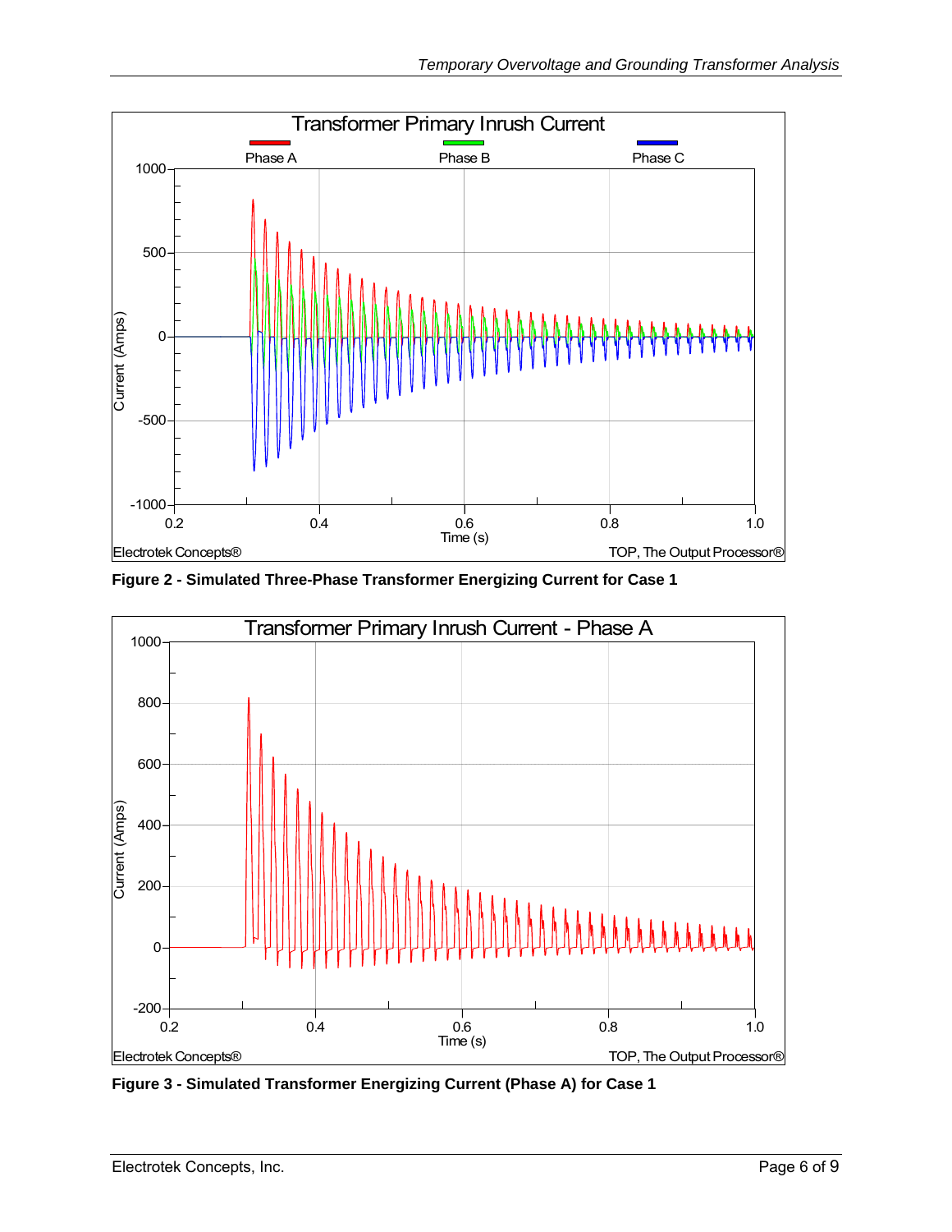Figure 2 - Simulated Three-Phase Transformer Energizing Current for Case 1

Figure 3 - Simulated Transformer Energizing Current (Phase A) for Case 1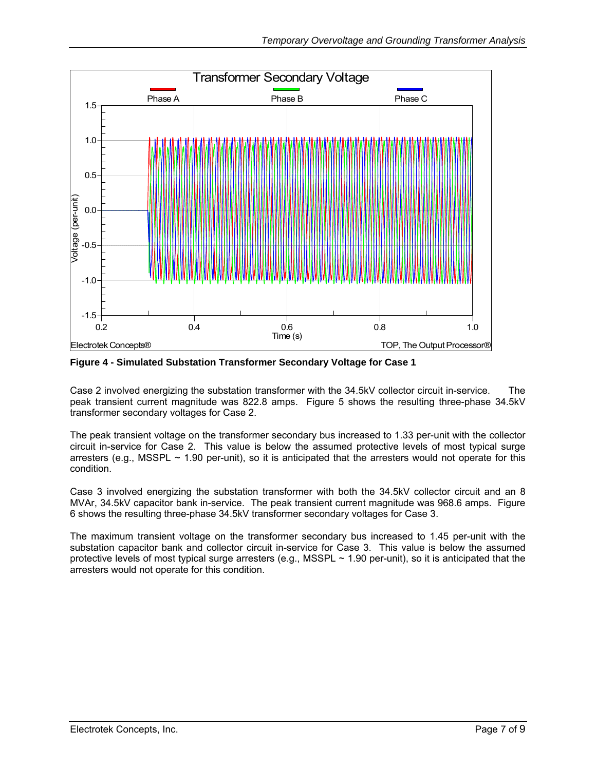**Figure 4 - Simulated Substation Transformer Secondary Voltage for Case 1**

Case 2 involved energizing the substation transformer with the 34.5kV collector circuit in-service. The peak transient current magnitude was 822.8 amps. Figure 5 shows the resulting three-phase 34.5kV transformer secondary voltages for Case 2.

The peak transient voltage on the transformer secondary bus increased to 1.33 per-unit with the collector circuit in-service for Case 2. This value is below the assumed protective levels of most typical surge arresters (e.g., MSSPL ~ 1.90 per-unit), so it is anticipated that the arresters would not operate for this condition.

Case 3 involved energizing the substation transformer with both the 34.5kV collector circuit and an 8 MVAr, 34.5kV capacitor bank in-service. The peak transient current magnitude was 968.6 amps. Figure 6 shows the resulting three-phase 34.5kV transformer secondary voltages for Case 3.

The maximum transient voltage on the transformer secondary bus increased to 1.45 per-unit with the substation capacitor bank and collector circuit in-service for Case 3. This value is below the assumed protective levels of most typical surge arresters (e.g., MSSPL ~ 1.90 per-unit), so it is anticipated that the arresters would not operate for this condition.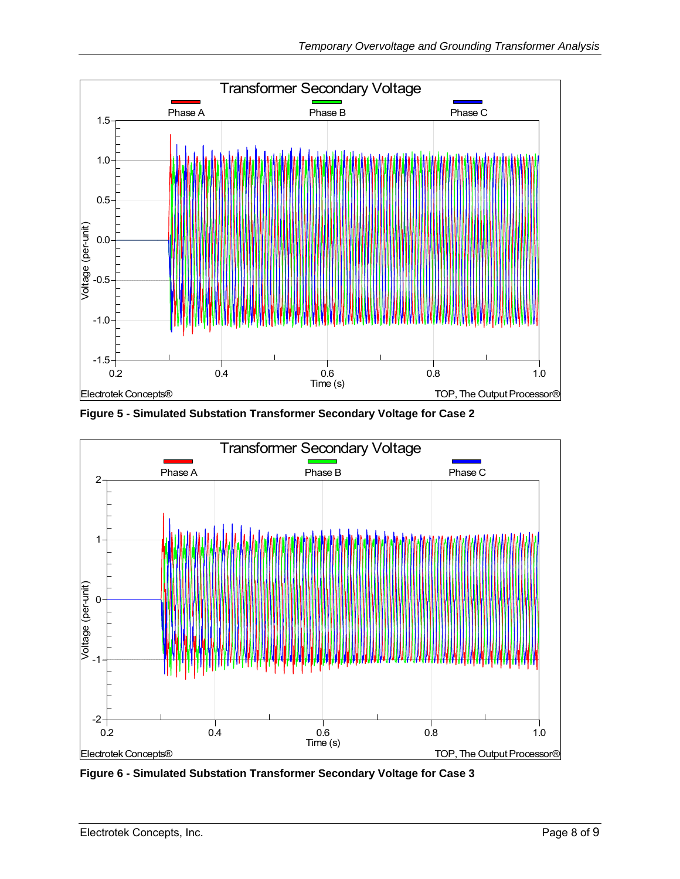**Figure 5 - Simulated Substation Transformer Secondary Voltage for Case 2**

**Figure 6 - Simulated Substation Transformer Secondary Voltage for Case 3**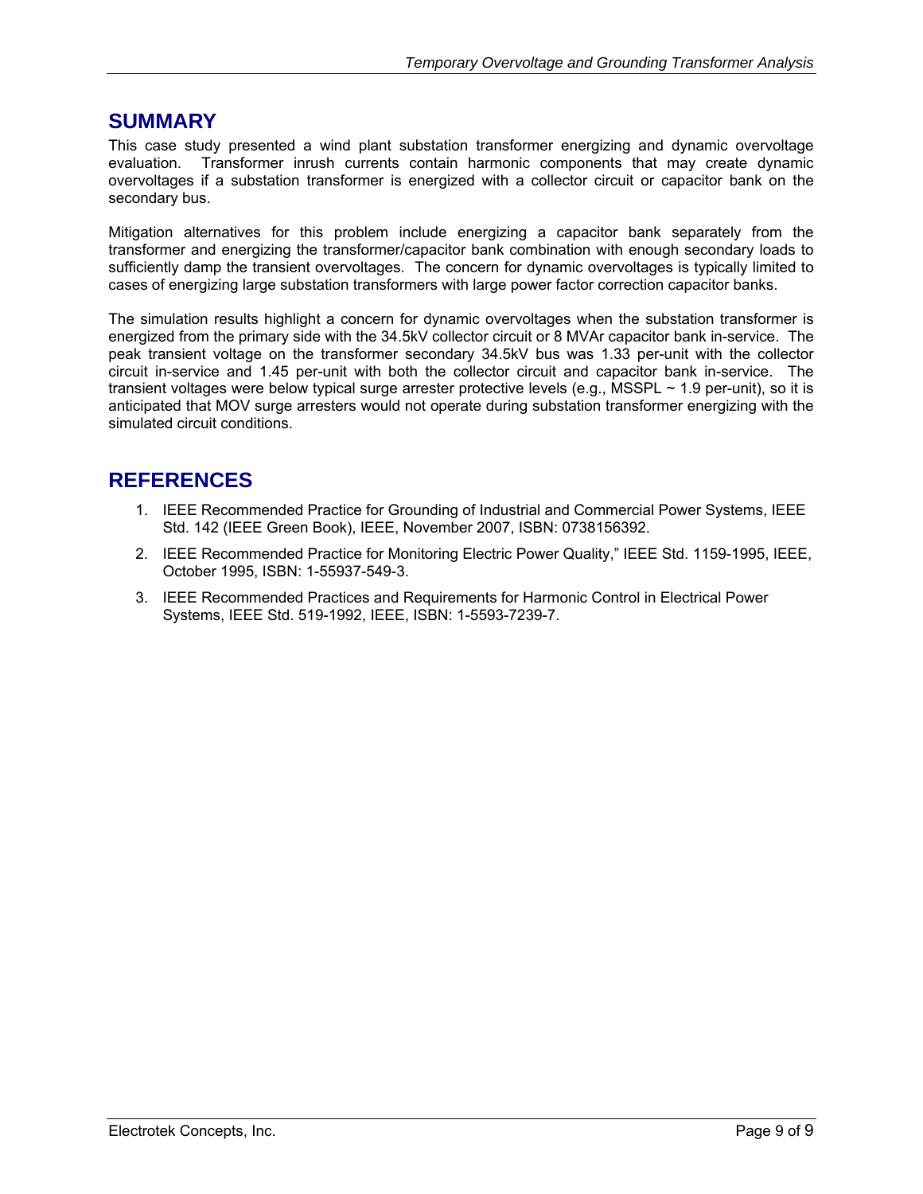## SUMMARY

This case study presented a wind plant substation transformer energizing and dynamic overvoltage evaluation. Transformer inrush currents contain harmonic components that may create dynamic overvoltages if a substation transformer is energized with a collector circuit or capacitor bank on the secondary bus.

Mitigation alternatives for this problem include energizing a capacitor bank separately from the transformer and energizing the transformer/capacitor bank combination with enough secondary loads to sufficiently damp the transient overvoltages. The concern for dynamic overvoltages is typically limited to cases of energizing large substation transformers with large power factor correction capacitor banks.

The simulation results highlight a concern for dynamic overvoltages when the substation transformer is energized from the primary side with the 34.5kV collector circuit or 8 MVAr capacitor bank in-service. The peak transient voltage on the transformer secondary 34.5kV bus was 1.33 per-unit with the collector circuit in-service and 1.45 per-unit with both the collector circuit and capacitor bank in-service. The transient voltages were below typical surge arrester protective levels (e.g., MSSPL ~ 1.9 per-unit), so it is anticipated that MOV surge arresters would not operate during substation transformer energizing with the simulated circuit conditions.

## REFERENCES

1. IEEE Recommended Practice for Grounding of Industrial and Commercial Power Systems, IEEE Std. 142 (IEEE Green Book), IEEE, November 2007, ISBN: 0738156392.
2. IEEE Recommended Practice for Monitoring Electric Power Quality," IEEE Std. 1159-1995, IEEE, October 1995, ISBN: 1-55937-549-3.
3. IEEE Recommended Practices and Requirements for Harmonic Control in Electrical Power Systems, IEEE Std. 519-1992, IEEE, ISBN: 1-5593-7239-7.